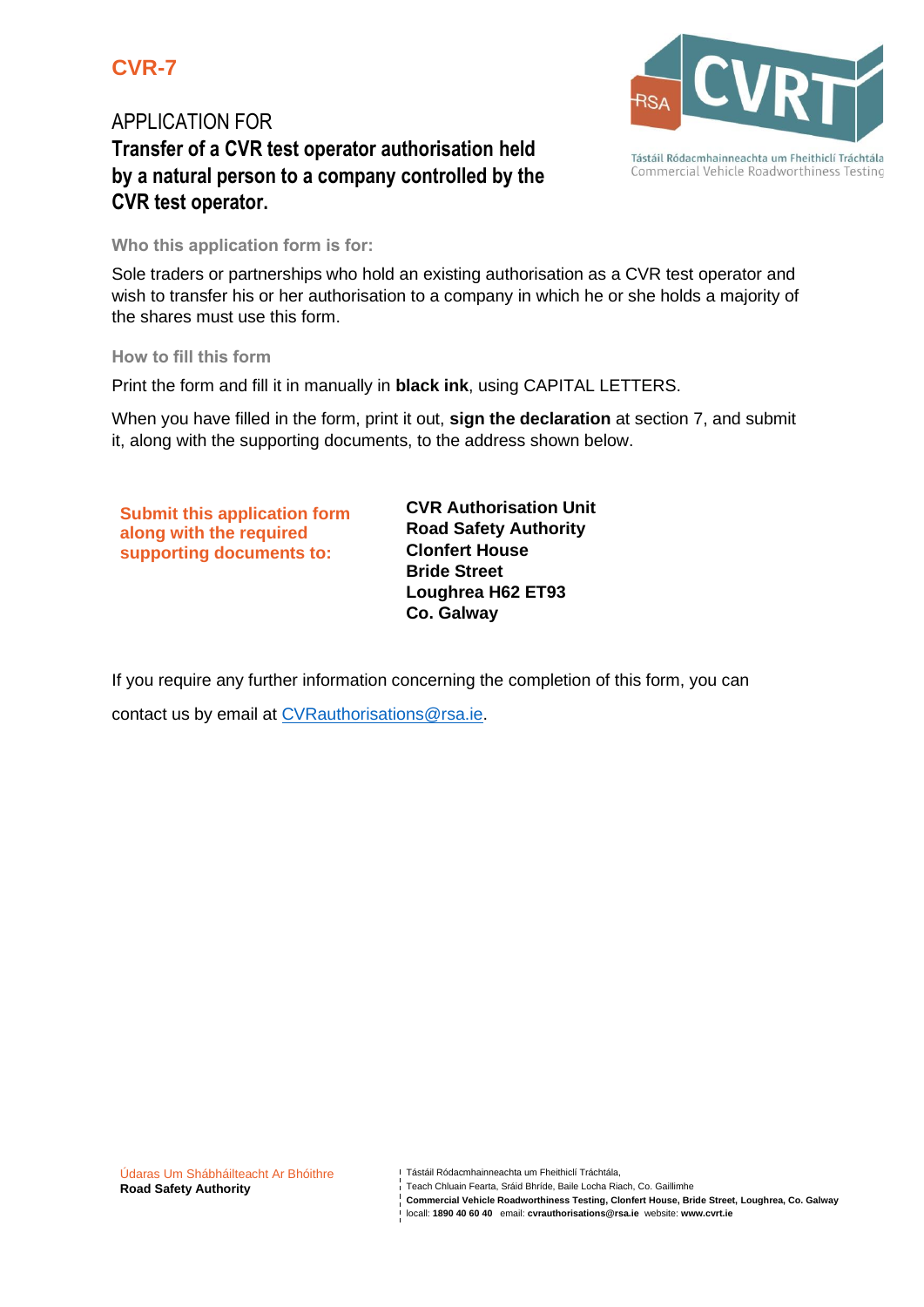# CVR-7

APPLICATION FOR

## Transfer of a CVR test operator authorisation held by a natural person to a company controlled by the CVR test operator.

Tástáil Ródacmhainneachta um Fheithiclí Tráchtála
Commercial Vehicle Roadworthiness Testing

### Who this application form is for:

Sole traders or partnerships who hold an existing authorisation as a CVR test operator and wish to transfer his or her authorisation to a company in which he or she holds a majority of the shares must use this form.

### How to fill this form

Print the form and fill it in manually in **black ink**, using CAPITAL LETTERS.

When you have filled in the form, print it out, **sign the declaration** at section 7, and submit it, along with the supporting documents, to the address shown below.

**Submit this application form along with the required supporting documents to:**

**CVR Authorisation Unit**
**Road Safety Authority**
**Clonfert House**
**Bride Street**
**Loughrea H62 ET93**
**Co. Galway**

If you require any further information concerning the completion of this form, you can contact us by email at CVRauthorisations@rsa.ie.

Údaras Um Shábháilteacht Ar Bhóithre
**Road Safety Authority**

Tástáil Ródacmhainneachta um Fheithiclí Tráchtála,
Teach Chluain Fearta, Sráid Bhríde, Baile Locha Riach, Co. Gaillimhe
**Commercial Vehicle Roadworthiness Testing, Clonfert House, Bride Street, Loughrea, Co. Galway**
locall: **1890 40 60 40** email: **cvrauthorisations@rsa.ie** website: **www.cvrt.ie**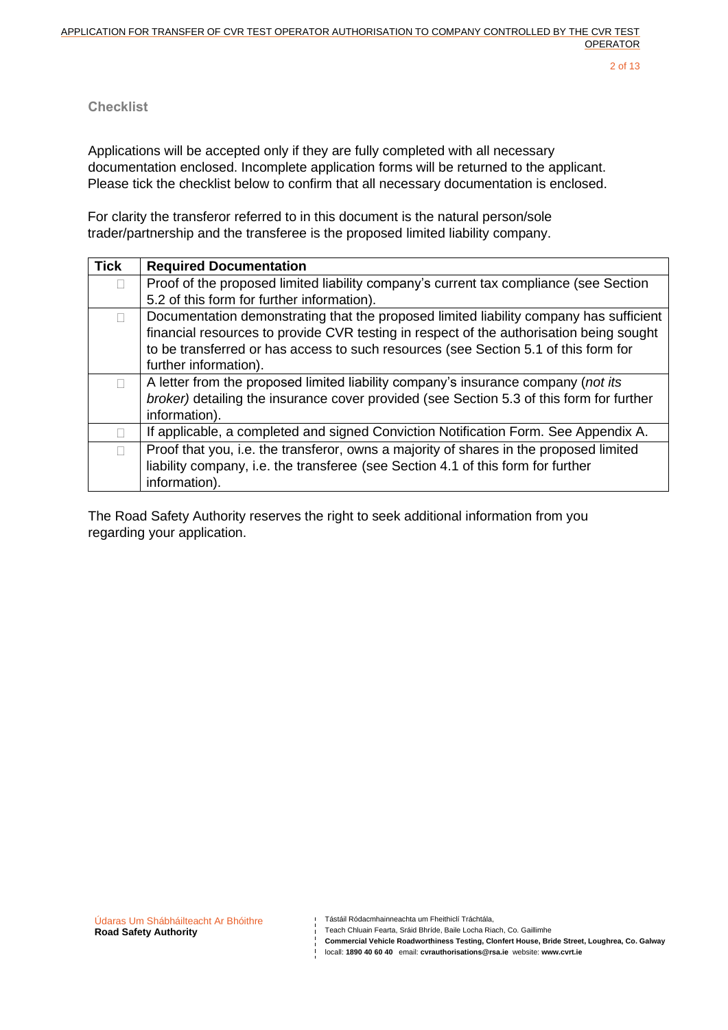## Checklist

Applications will be accepted only if they are fully completed with all necessary documentation enclosed. Incomplete application forms will be returned to the applicant. Please tick the checklist below to confirm that all necessary documentation is enclosed.

For clarity the transferor referred to in this document is the natural person/sole trader/partnership and the transferee is the proposed limited liability company.

| Tick | Required Documentation |
|---|---|
| ☐ | Proof of the proposed limited liability company's current tax compliance (see Section 5.2 of this form for further information). |
| ☐ | Documentation demonstrating that the proposed limited liability company has sufficient financial resources to provide CVR testing in respect of the authorisation being sought to be transferred or has access to such resources (see Section 5.1 of this form for further information). |
| ☐ | A letter from the proposed limited liability company's insurance company (*not its broker)* detailing the insurance cover provided (see Section 5.3 of this form for further information). |
| ☐ | If applicable, a completed and signed Conviction Notification Form. See Appendix A. |
| ☐ | Proof that you, i.e. the transferor, owns a majority of shares in the proposed limited liability company, i.e. the transferee (see Section 4.1 of this form for further information). |

The Road Safety Authority reserves the right to seek additional information from you regarding your application.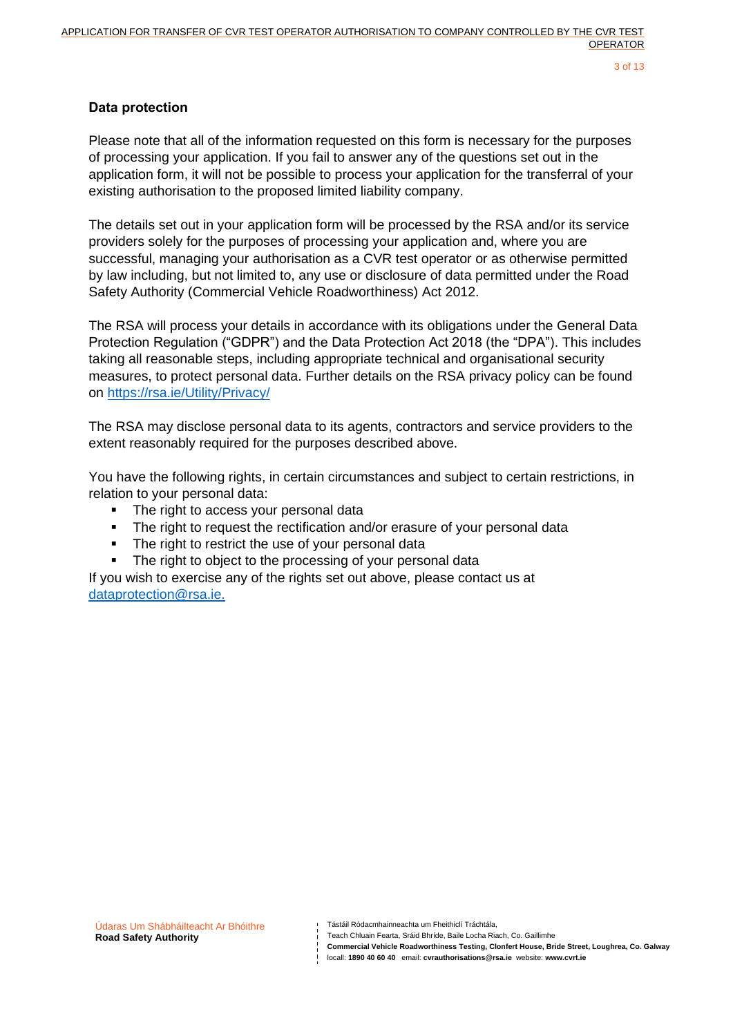## Data protection

Please note that all of the information requested on this form is necessary for the purposes of processing your application. If you fail to answer any of the questions set out in the application form, it will not be possible to process your application for the transferral of your existing authorisation to the proposed limited liability company.

The details set out in your application form will be processed by the RSA and/or its service providers solely for the purposes of processing your application and, where you are successful, managing your authorisation as a CVR test operator or as otherwise permitted by law including, but not limited to, any use or disclosure of data permitted under the Road Safety Authority (Commercial Vehicle Roadworthiness) Act 2012.

The RSA will process your details in accordance with its obligations under the General Data Protection Regulation ("GDPR") and the Data Protection Act 2018 (the "DPA"). This includes taking all reasonable steps, including appropriate technical and organisational security measures, to protect personal data. Further details on the RSA privacy policy can be found on https://rsa.ie/Utility/Privacy/

The RSA may disclose personal data to its agents, contractors and service providers to the extent reasonably required for the purposes described above.

You have the following rights, in certain circumstances and subject to certain restrictions, in relation to your personal data:

- The right to access your personal data
- The right to request the rectification and/or erasure of your personal data
- The right to restrict the use of your personal data
- The right to object to the processing of your personal data

If you wish to exercise any of the rights set out above, please contact us at dataprotection@rsa.ie.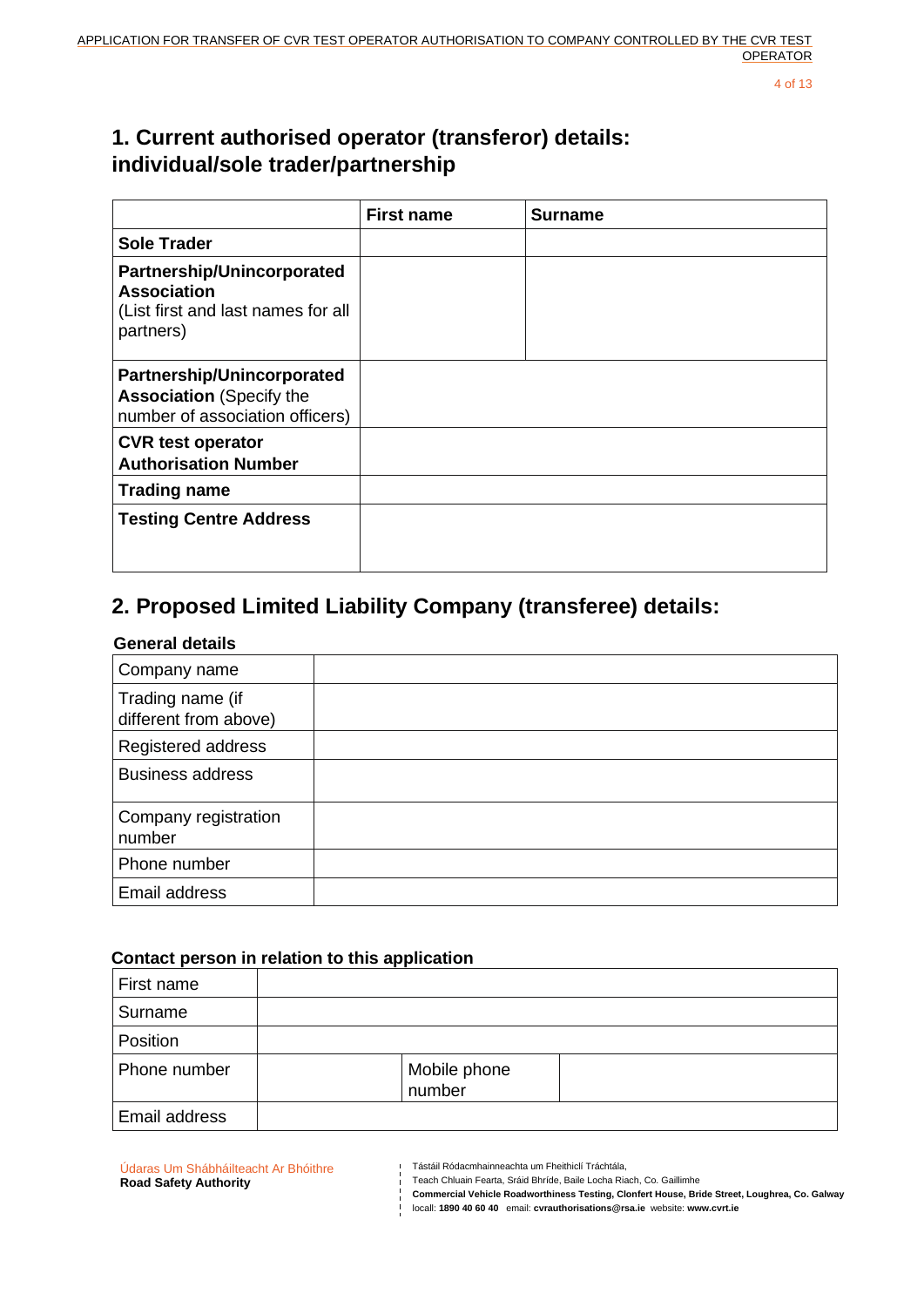## 1. Current authorised operator (transferor) details: individual/sole trader/partnership

| | First name | Surname |
|---|---|---|
| **Sole Trader** | | |
| **Partnership/Unincorporated Association** (List first and last names for all partners) | | |
| **Partnership/Unincorporated Association** (Specify the number of association officers) | | |
| **CVR test operator Authorisation Number** | | |
| **Trading name** | | |
| **Testing Centre Address** | | |

## 2. Proposed Limited Liability Company (transferee) details:

**General details**

| | |
|---|---|
| Company name | |
| Trading name (if different from above) | |
| Registered address | |
| Business address | |
| Company registration number | |
| Phone number | |
| Email address | |

**Contact person in relation to this application**

| | | | |
|---|---|---|---|
| First name | | | |
| Surname | | | |
| Position | | | |
| Phone number | | Mobile phone number | |
| Email address | | | |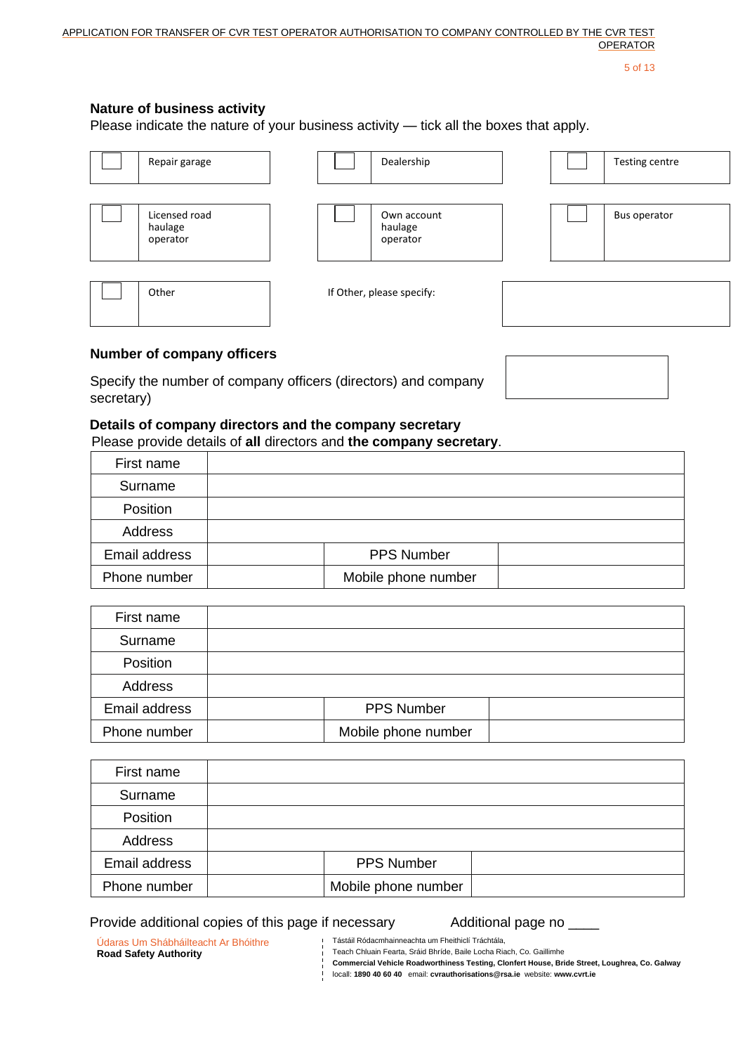### Nature of business activity

Please indicate the nature of your business activity — tick all the boxes that apply.

| | | | | | |
|---|---|---|---|---|---|
| ☐ | Repair garage | ☐ | Dealership | ☐ | Testing centre |
| ☐ | Licensed road haulage operator | ☐ | Own account haulage operator | ☐ | Bus operator |
| ☐ | Other | | If Other, please specify: | | |

### Number of company officers

Specify the number of company officers (directors) and company secretary)

| |
|---|
| |

### Details of company directors and the company secretary

Please provide details of **all** directors and **the company secretary**.

| | | | |
|---|---|---|---|
| First name | | | |
| Surname | | | |
| Position | | | |
| Address | | | |
| Email address | | PPS Number | |
| Phone number | | Mobile phone number | |

| | | | |
|---|---|---|---|
| First name | | | |
| Surname | | | |
| Position | | | |
| Address | | | |
| Email address | | PPS Number | |
| Phone number | | Mobile phone number | |

| | | | |
|---|---|---|---|
| First name | | | |
| Surname | | | |
| Position | | | |
| Address | | | |
| Email address | | PPS Number | |
| Phone number | | Mobile phone number | |

Provide additional copies of this page if necessary          Additional page no ____

Údaras Um Shábháilteacht Ar Bhóithre
**Road Safety Authority**

Tástáil Ródacmhainneachta um Fheithiclí Tráchtála,
Teach Chluain Fearta, Sráid Bhríde, Baile Locha Riach, Co. Gaillimhe
**Commercial Vehicle Roadworthiness Testing, Clonfert House, Bride Street, Loughrea, Co. Galway**
locall: **1890 40 60 40** email: **cvrauthorisations@rsa.ie** website: **www.cvrt.ie**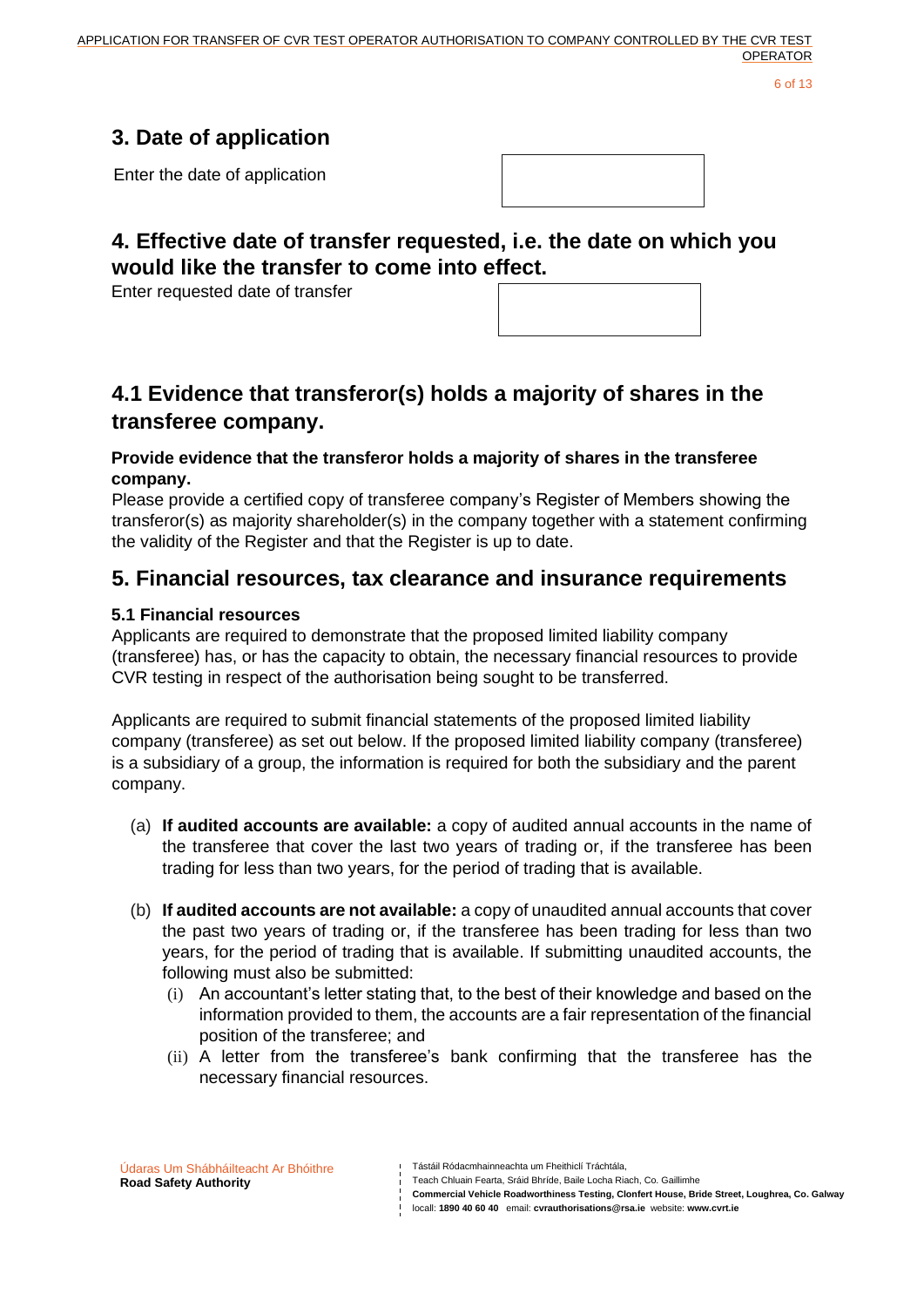## 3. Date of application

Enter the date of application

|  |
|---|
|  |

## 4. Effective date of transfer requested, i.e. the date on which you would like the transfer to come into effect.

Enter requested date of transfer

|  |
|---|
|  |

## 4.1 Evidence that transferor(s) holds a majority of shares in the transferee company.

**Provide evidence that the transferor holds a majority of shares in the transferee company.**

Please provide a certified copy of transferee company's Register of Members showing the transferor(s) as majority shareholder(s) in the company together with a statement confirming the validity of the Register and that the Register is up to date.

## 5. Financial resources, tax clearance and insurance requirements

### 5.1 Financial resources

Applicants are required to demonstrate that the proposed limited liability company (transferee) has, or has the capacity to obtain, the necessary financial resources to provide CVR testing in respect of the authorisation being sought to be transferred.

Applicants are required to submit financial statements of the proposed limited liability company (transferee) as set out below. If the proposed limited liability company (transferee) is a subsidiary of a group, the information is required for both the subsidiary and the parent company.

(a) **If audited accounts are available:** a copy of audited annual accounts in the name of the transferee that cover the last two years of trading or, if the transferee has been trading for less than two years, for the period of trading that is available.

(b) **If audited accounts are not available:** a copy of unaudited annual accounts that cover the past two years of trading or, if the transferee has been trading for less than two years, for the period of trading that is available. If submitting unaudited accounts, the following must also be submitted:

(i) An accountant's letter stating that, to the best of their knowledge and based on the information provided to them, the accounts are a fair representation of the financial position of the transferee; and

(ii) A letter from the transferee's bank confirming that the transferee has the necessary financial resources.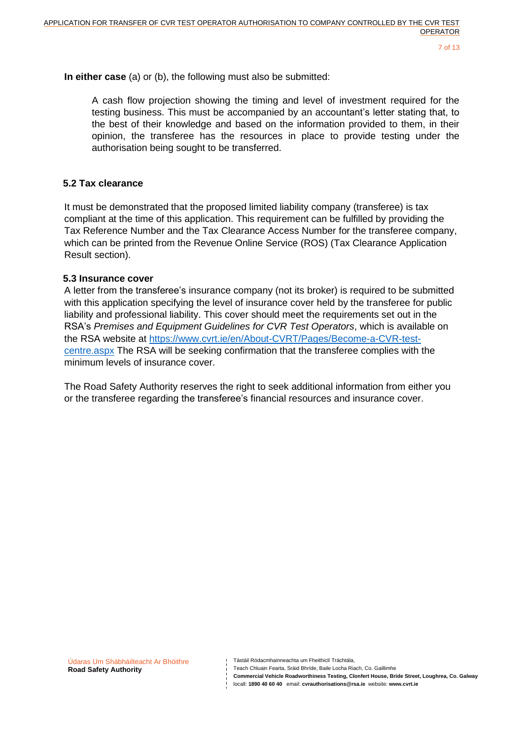**In either case** (a) or (b), the following must also be submitted:

> A cash flow projection showing the timing and level of investment required for the testing business. This must be accompanied by an accountant's letter stating that, to the best of their knowledge and based on the information provided to them, in their opinion, the transferee has the resources in place to provide testing under the authorisation being sought to be transferred.

### 5.2 Tax clearance

It must be demonstrated that the proposed limited liability company (transferee) is tax compliant at the time of this application. This requirement can be fulfilled by providing the Tax Reference Number and the Tax Clearance Access Number for the transferee company, which can be printed from the Revenue Online Service (ROS) (Tax Clearance Application Result section).

### 5.3 Insurance cover

A letter from the transferee's insurance company (not its broker) is required to be submitted with this application specifying the level of insurance cover held by the transferee for public liability and professional liability. This cover should meet the requirements set out in the RSA's *Premises and Equipment Guidelines for CVR Test Operators*, which is available on the RSA website at https://www.cvrt.ie/en/About-CVRT/Pages/Become-a-CVR-test-centre.aspx The RSA will be seeking confirmation that the transferee complies with the minimum levels of insurance cover.

The Road Safety Authority reserves the right to seek additional information from either you or the transferee regarding the transferee's financial resources and insurance cover.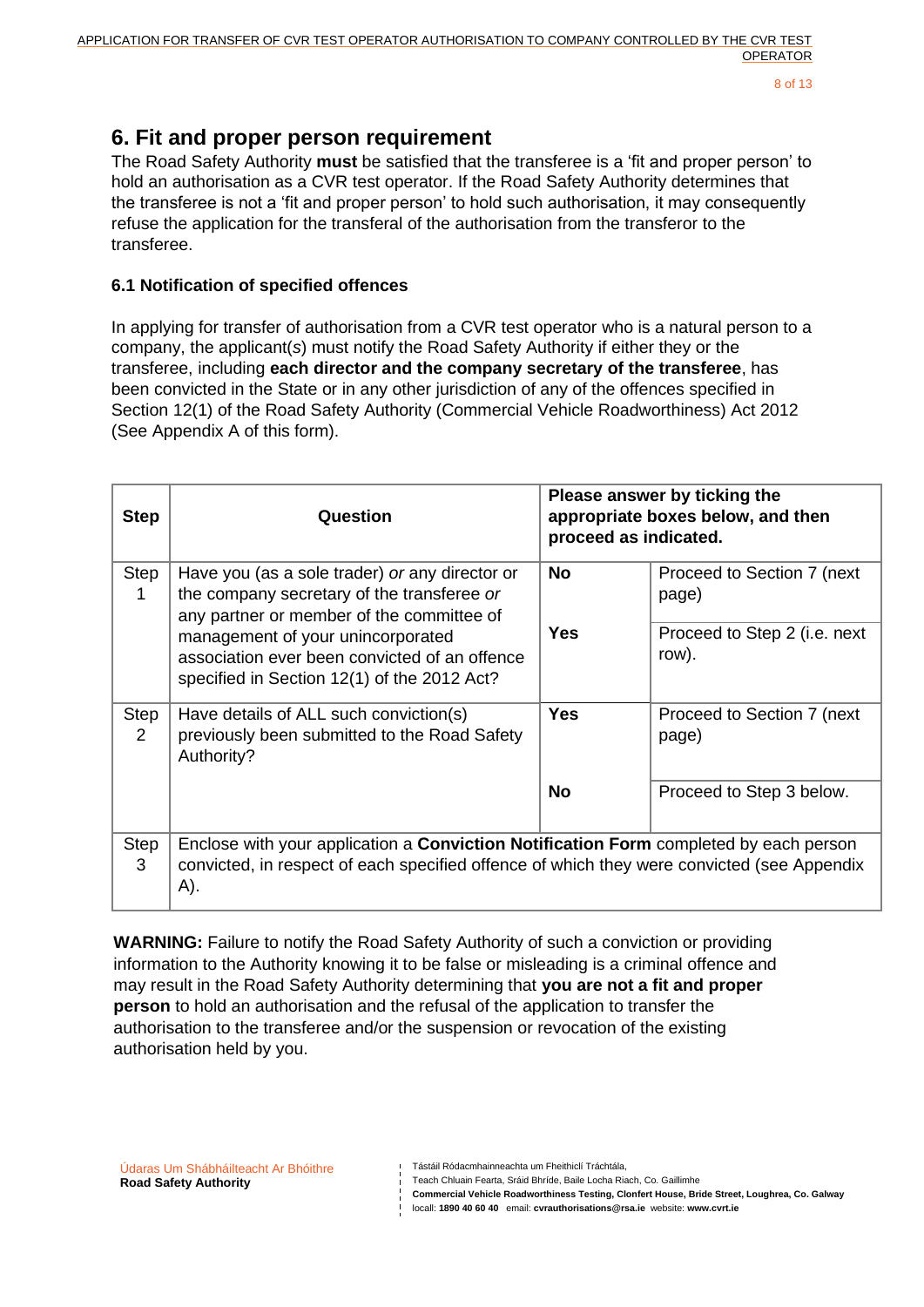## 6. Fit and proper person requirement

The Road Safety Authority **must** be satisfied that the transferee is a 'fit and proper person' to hold an authorisation as a CVR test operator. If the Road Safety Authority determines that the transferee is not a 'fit and proper person' to hold such authorisation, it may consequently refuse the application for the transferal of the authorisation from the transferor to the transferee.

### 6.1 Notification of specified offences

In applying for transfer of authorisation from a CVR test operator who is a natural person to a company, the applicant(s) must notify the Road Safety Authority if either they or the transferee, including **each director and the company secretary of the transferee**, has been convicted in the State or in any other jurisdiction of any of the offences specified in Section 12(1) of the Road Safety Authority (Commercial Vehicle Roadworthiness) Act 2012 (See Appendix A of this form).

| Step | Question | Please answer by ticking the appropriate boxes below, and then proceed as indicated. | |
|---|---|---|---|
| Step 1 | Have you (as a sole trader) *or* any director or the company secretary of the transferee *or* any partner or member of the committee of management of your unincorporated association ever been convicted of an offence specified in Section 12(1) of the 2012 Act? | **No** | Proceed to Section 7 (next page) |
| | | **Yes** | Proceed to Step 2 (i.e. next row). |
| Step 2 | Have details of ALL such conviction(s) previously been submitted to the Road Safety Authority? | **Yes** | Proceed to Section 7 (next page) |
| | | **No** | Proceed to Step 3 below. |
| Step 3 | Enclose with your application a **Conviction Notification Form** completed by each person convicted, in respect of each specified offence of which they were convicted (see Appendix A). | | |

**WARNING:** Failure to notify the Road Safety Authority of such a conviction or providing information to the Authority knowing it to be false or misleading is a criminal offence and may result in the Road Safety Authority determining that **you are not a fit and proper person** to hold an authorisation and the refusal of the application to transfer the authorisation to the transferee and/or the suspension or revocation of the existing authorisation held by you.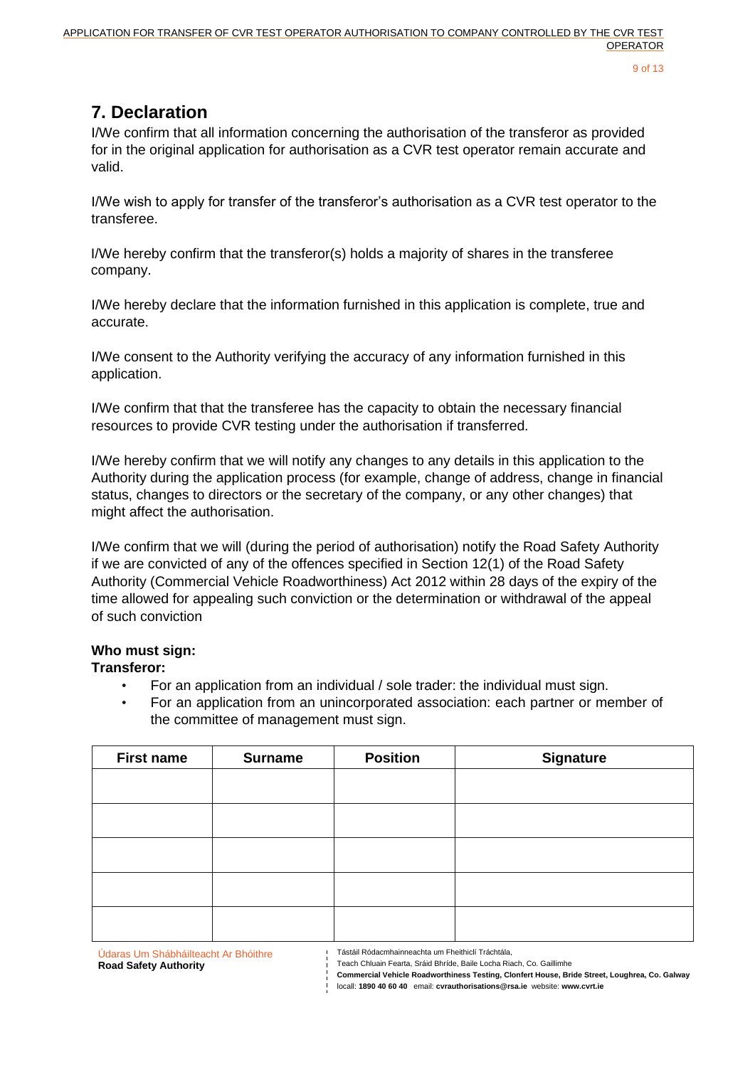## 7. Declaration

I/We confirm that all information concerning the authorisation of the transferor as provided for in the original application for authorisation as a CVR test operator remain accurate and valid.

I/We wish to apply for transfer of the transferor's authorisation as a CVR test operator to the transferee.

I/We hereby confirm that the transferor(s) holds a majority of shares in the transferee company.

I/We hereby declare that the information furnished in this application is complete, true and accurate.

I/We consent to the Authority verifying the accuracy of any information furnished in this application.

I/We confirm that that the transferee has the capacity to obtain the necessary financial resources to provide CVR testing under the authorisation if transferred.

I/We hereby confirm that we will notify any changes to any details in this application to the Authority during the application process (for example, change of address, change in financial status, changes to directors or the secretary of the company, or any other changes) that might affect the authorisation.

I/We confirm that we will (during the period of authorisation) notify the Road Safety Authority if we are convicted of any of the offences specified in Section 12(1) of the Road Safety Authority (Commercial Vehicle Roadworthiness) Act 2012 within 28 days of the expiry of the time allowed for appealing such conviction or the determination or withdrawal of the appeal of such conviction

**Who must sign:**
**Transferor:**

- For an application from an individual / sole trader: the individual must sign.
- For an application from an unincorporated association: each partner or member of the committee of management must sign.

| First name | Surname | Position | Signature |
|---|---|---|---|
| | | | |
| | | | |
| | | | |
| | | | |
| | | | |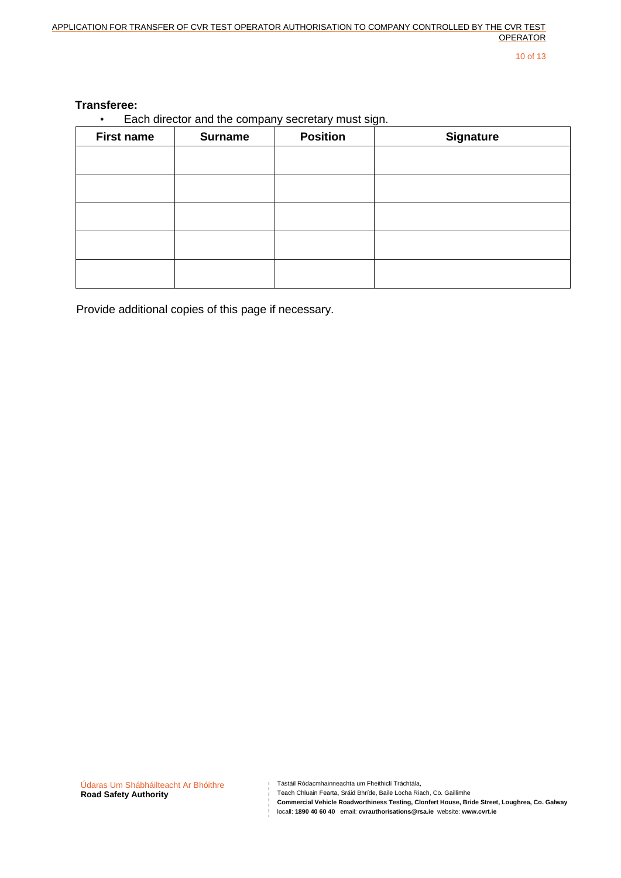**Transferee:**

- Each director and the company secretary must sign.

| First name | Surname | Position | Signature |
| --- | --- | --- | --- |
| | | | |
| | | | |
| | | | |
| | | | |
| | | | |

Provide additional copies of this page if necessary.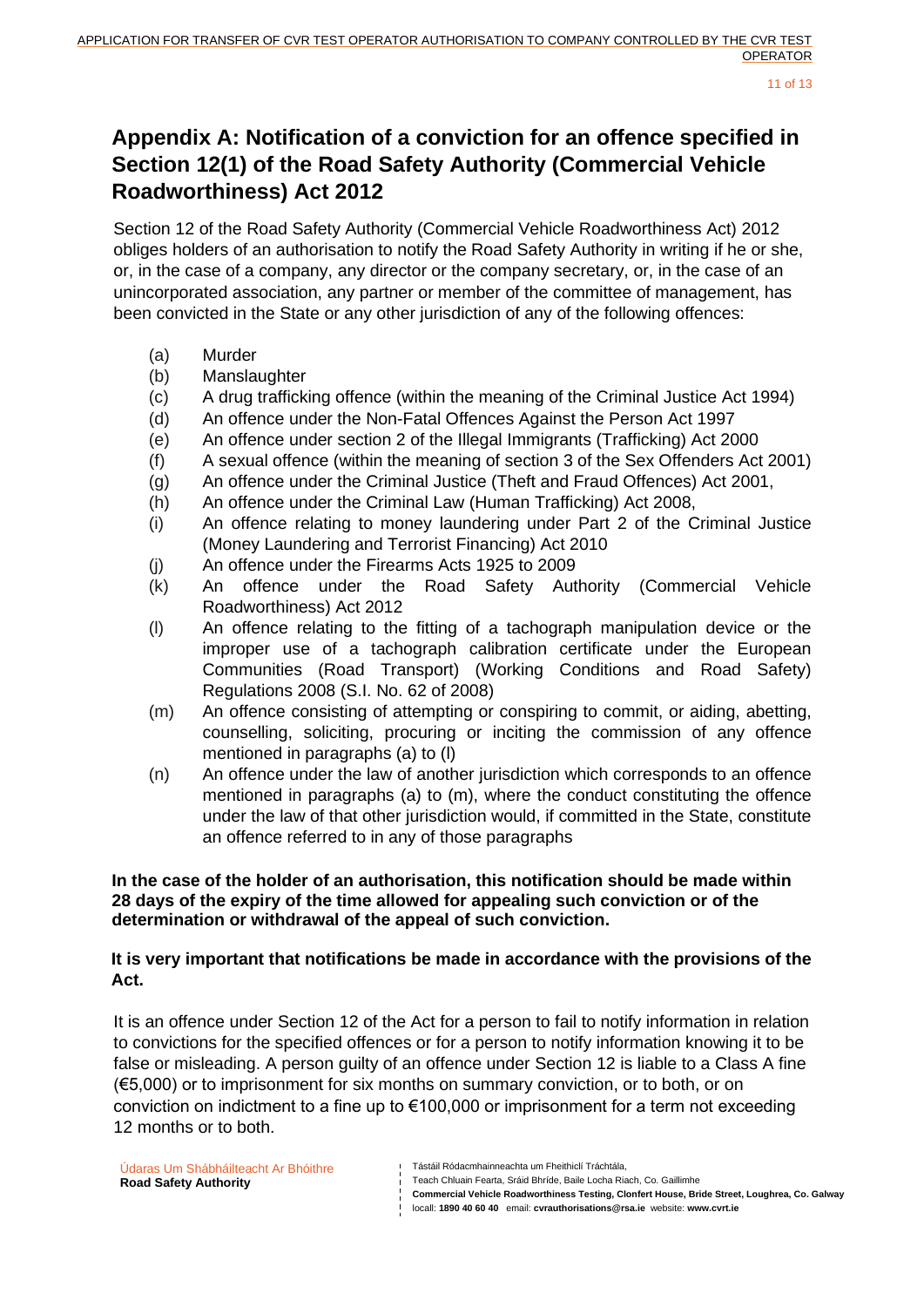# Appendix A: Notification of a conviction for an offence specified in Section 12(1) of the Road Safety Authority (Commercial Vehicle Roadworthiness) Act 2012

Section 12 of the Road Safety Authority (Commercial Vehicle Roadworthiness Act) 2012 obliges holders of an authorisation to notify the Road Safety Authority in writing if he or she, or, in the case of a company, any director or the company secretary, or, in the case of an unincorporated association, any partner or member of the committee of management, has been convicted in the State or any other jurisdiction of any of the following offences:

- (a) Murder
- (b) Manslaughter
- (c) A drug trafficking offence (within the meaning of the Criminal Justice Act 1994)
- (d) An offence under the Non-Fatal Offences Against the Person Act 1997
- (e) An offence under section 2 of the Illegal Immigrants (Trafficking) Act 2000
- (f) A sexual offence (within the meaning of section 3 of the Sex Offenders Act 2001)
- (g) An offence under the Criminal Justice (Theft and Fraud Offences) Act 2001,
- (h) An offence under the Criminal Law (Human Trafficking) Act 2008,
- (i) An offence relating to money laundering under Part 2 of the Criminal Justice (Money Laundering and Terrorist Financing) Act 2010
- (j) An offence under the Firearms Acts 1925 to 2009
- (k) An offence under the Road Safety Authority (Commercial Vehicle Roadworthiness) Act 2012
- (l) An offence relating to the fitting of a tachograph manipulation device or the improper use of a tachograph calibration certificate under the European Communities (Road Transport) (Working Conditions and Road Safety) Regulations 2008 (S.I. No. 62 of 2008)
- (m) An offence consisting of attempting or conspiring to commit, or aiding, abetting, counselling, soliciting, procuring or inciting the commission of any offence mentioned in paragraphs (a) to (l)
- (n) An offence under the law of another jurisdiction which corresponds to an offence mentioned in paragraphs (a) to (m), where the conduct constituting the offence under the law of that other jurisdiction would, if committed in the State, constitute an offence referred to in any of those paragraphs

**In the case of the holder of an authorisation, this notification should be made within 28 days of the expiry of the time allowed for appealing such conviction or of the determination or withdrawal of the appeal of such conviction.**

**It is very important that notifications be made in accordance with the provisions of the Act.**

It is an offence under Section 12 of the Act for a person to fail to notify information in relation to convictions for the specified offences or for a person to notify information knowing it to be false or misleading. A person guilty of an offence under Section 12 is liable to a Class A fine (€5,000) or to imprisonment for six months on summary conviction, or to both, or on conviction on indictment to a fine up to €100,000 or imprisonment for a term not exceeding 12 months or to both.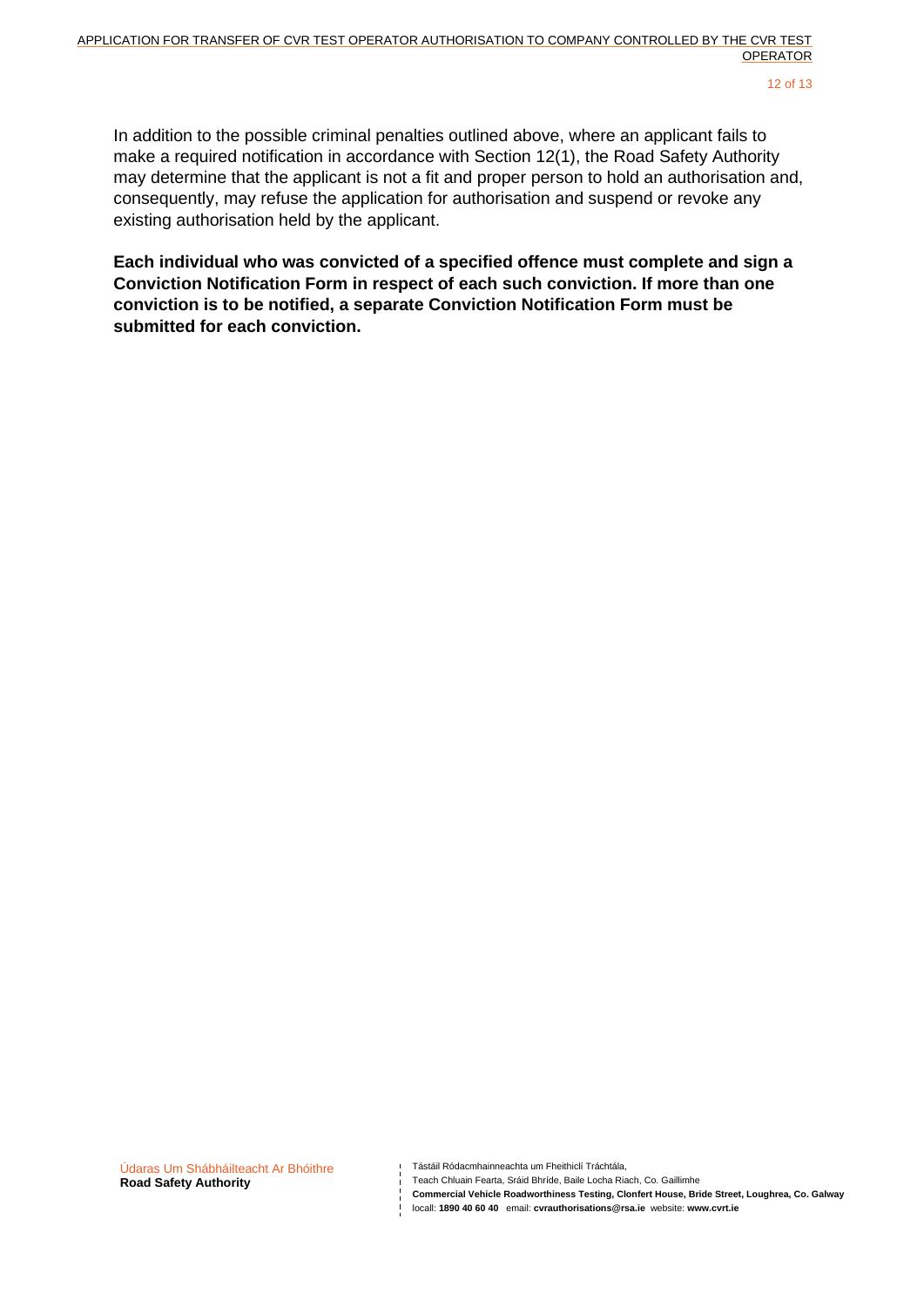In addition to the possible criminal penalties outlined above, where an applicant fails to make a required notification in accordance with Section 12(1), the Road Safety Authority may determine that the applicant is not a fit and proper person to hold an authorisation and, consequently, may refuse the application for authorisation and suspend or revoke any existing authorisation held by the applicant.

**Each individual who was convicted of a specified offence must complete and sign a Conviction Notification Form in respect of each such conviction. If more than one conviction is to be notified, a separate Conviction Notification Form must be submitted for each conviction.**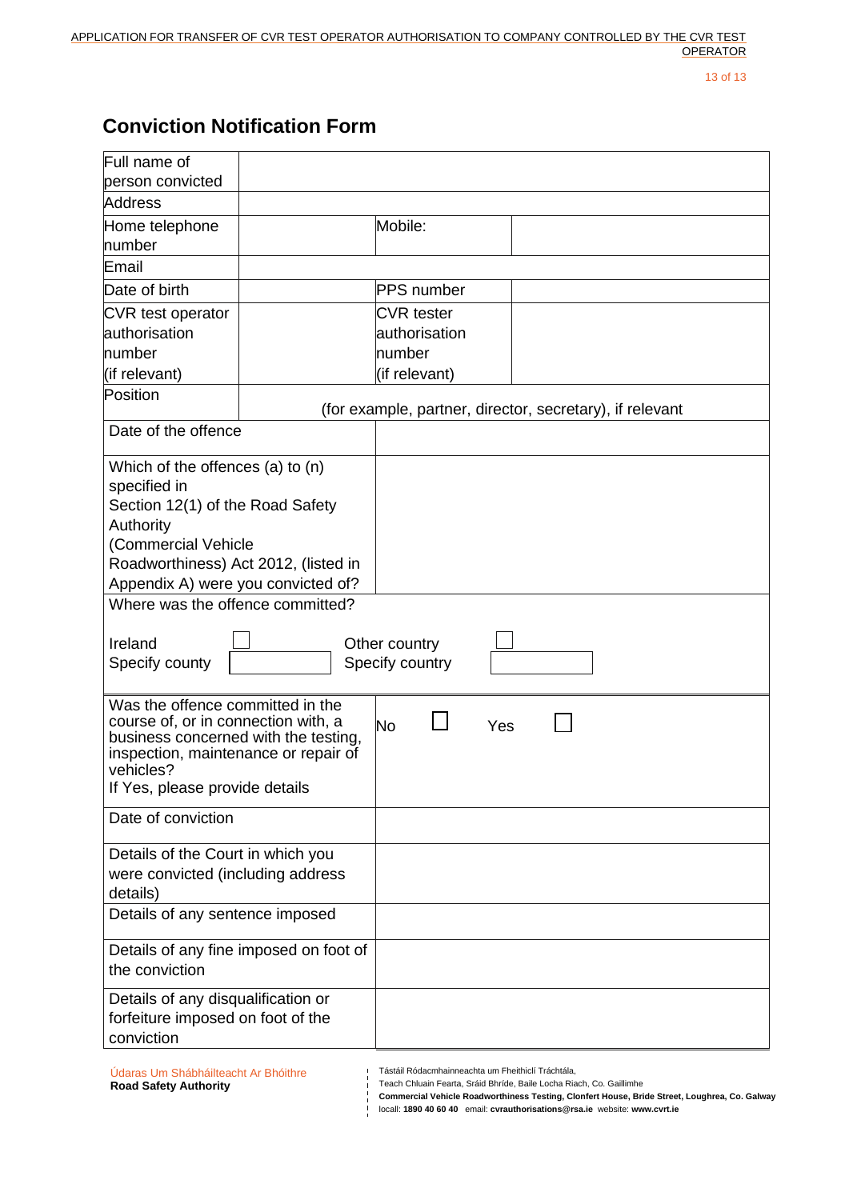## Conviction Notification Form

| | | | |
|---|---|---|---|
| Full name of person convicted | | | |
| Address | | | |
| Home telephone number | | Mobile: | |
| Email | | | |
| Date of birth | | PPS number | |
| CVR test operator authorisation number (if relevant) | | CVR tester authorisation number (if relevant) | |
| Position | (for example, partner, director, secretary), if relevant | | |

| | |
|---|---|
| Date of the offence | |
| Which of the offences (a) to (n) specified in Section 12(1) of the Road Safety Authority (Commercial Vehicle Roadworthiness) Act 2012, (listed in Appendix A) were you convicted of? | |
| Where was the offence committed?<br><br>Ireland ☐ Other country ☐<br>Specify county ☐ Specify country ☐ | |
| Was the offence committed in the course of, or in connection with, a business concerned with the testing, inspection, maintenance or repair of vehicles?<br>If Yes, please provide details | No ☐ Yes ☐ |
| Date of conviction | |
| Details of the Court in which you were convicted (including address details) | |
| Details of any sentence imposed | |
| Details of any fine imposed on foot of the conviction | |
| Details of any disqualification or forfeiture imposed on foot of the conviction | |

Údaras Um Shábháilteacht Ar Bhóithre
**Road Safety Authority**

Tástáil Ródacmhainneachta um Fheithiclí Tráchtála,
Teach Chluain Fearta, Sráid Bhríde, Baile Locha Riach, Co. Gaillimhe
**Commercial Vehicle Roadworthiness Testing, Clonfert House, Bride Street, Loughrea, Co. Galway**
locall: **1890 40 60 40** email: **cvrauthorisations@rsa.ie** website: **www.cvrt.ie**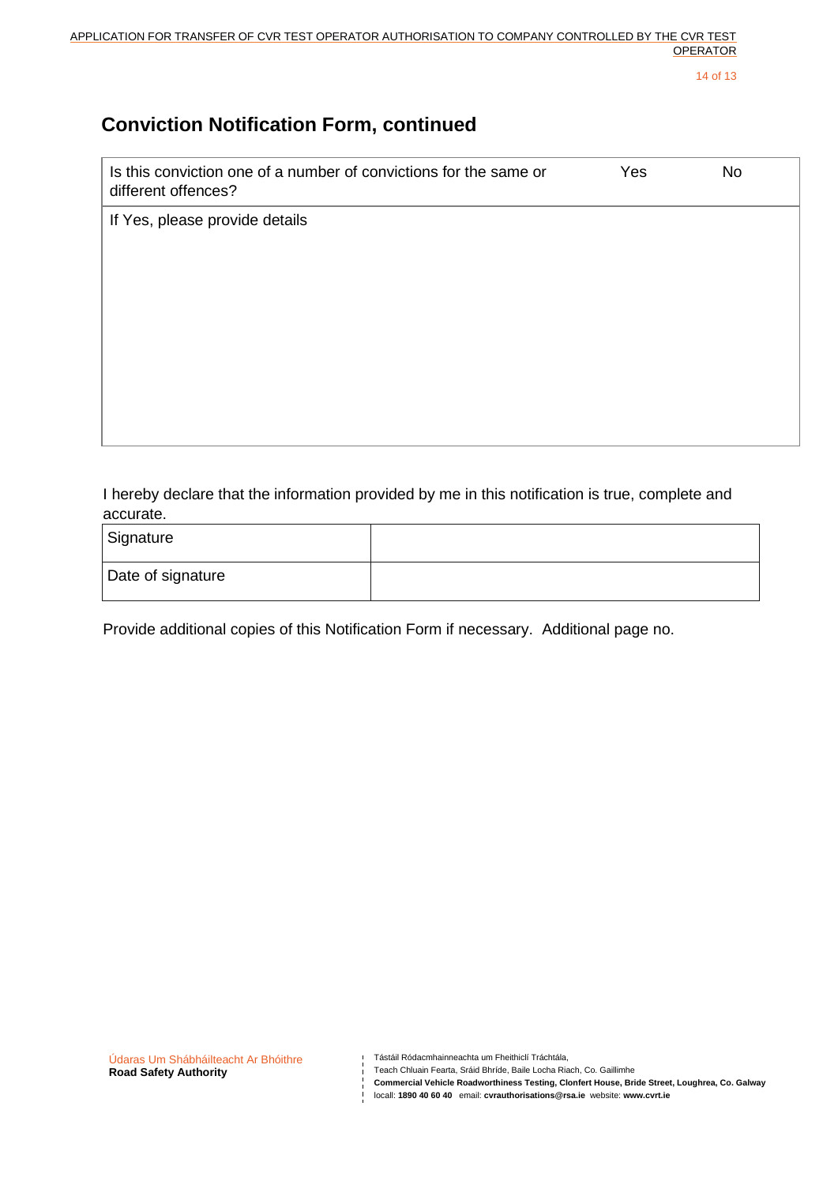## Conviction Notification Form, continued

| | | |
|---|---|---|
| Is this conviction one of a number of convictions for the same or different offences? | Yes | No |
| If Yes, please provide details | | |

I hereby declare that the information provided by me in this notification is true, complete and accurate.

| | |
|---|---|
| Signature | |
| Date of signature | |

Provide additional copies of this Notification Form if necessary. Additional page no.

Údaras Um Shábháilteacht Ar Bhóithre
**Road Safety Authority**

Tástáil Ródacmhainneachta um Fheithiclí Tráchtála,
Teach Chluain Fearta, Sráid Bhríde, Baile Locha Riach, Co. Gaillimhe
**Commercial Vehicle Roadworthiness Testing, Clonfert House, Bride Street, Loughrea, Co. Galway**
locall: **1890 40 60 40** email: **cvrauthorisations@rsa.ie** website: **www.cvrt.ie**